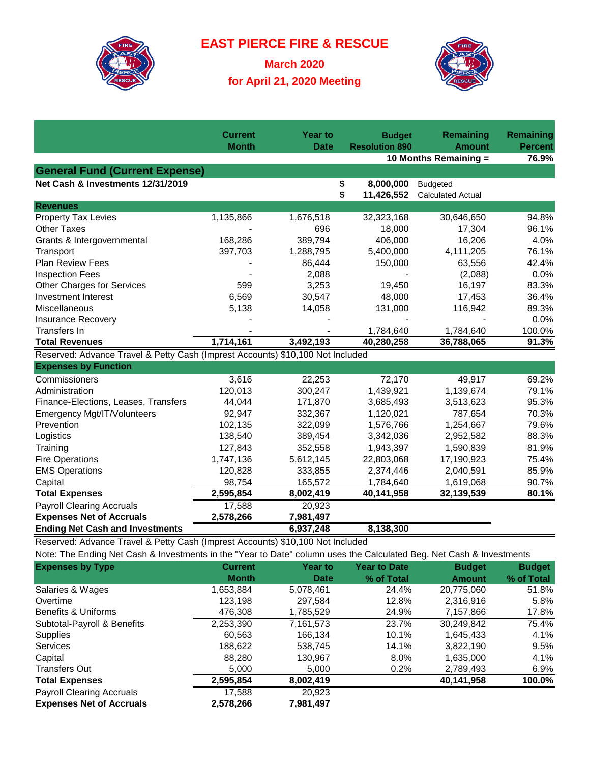# EAST PIERCE FIRE & RESCUE

## March 2020

## for April 21, 2020 Meeting

| | Current Month | Year to Date | Budget Resolution 890 | Remaining Amount | Remaining Percent |
|---|---|---|---|---|---|
| | | | | 10 Months Remaining = | 76.9% |
| **General Fund (Current Expense)** | | | | | |
| **Net Cash & Investments 12/31/2019** | | | $ **8,000,000** | Budgeted | |
| | | | $ **11,426,552** | Calculated Actual | |
| **Revenues** | | | | | |
| Property Tax Levies | 1,135,866 | 1,676,518 | 32,323,168 | 30,646,650 | 94.8% |
| Other Taxes | - | 696 | 18,000 | 17,304 | 96.1% |
| Grants & Intergovernmental | 168,286 | 389,794 | 406,000 | 16,206 | 4.0% |
| Transport | 397,703 | 1,288,795 | 5,400,000 | 4,111,205 | 76.1% |
| Plan Review Fees | - | 86,444 | 150,000 | 63,556 | 42.4% |
| Inspection Fees | - | 2,088 | - | (2,088) | 0.0% |
| Other Charges for Services | 599 | 3,253 | 19,450 | 16,197 | 83.3% |
| Investment Interest | 6,569 | 30,547 | 48,000 | 17,453 | 36.4% |
| Miscellaneous | 5,138 | 14,058 | 131,000 | 116,942 | 89.3% |
| Insurance Recovery | - | - | - | - | 0.0% |
| Transfers In | - | - | 1,784,640 | 1,784,640 | 100.0% |
| **Total Revenues** | **1,714,161** | **3,492,193** | **40,280,258** | **36,788,065** | **91.3%** |
| Reserved: Advance Travel & Petty Cash (Imprest Accounts) $10,100 Not Included | | | | | |
| **Expenses by Function** | | | | | |
| Commissioners | 3,616 | 22,253 | 72,170 | 49,917 | 69.2% |
| Administration | 120,013 | 300,247 | 1,439,921 | 1,139,674 | 79.1% |
| Finance-Elections, Leases, Transfers | 44,044 | 171,870 | 3,685,493 | 3,513,623 | 95.3% |
| Emergency Mgt/IT/Volunteers | 92,947 | 332,367 | 1,120,021 | 787,654 | 70.3% |
| Prevention | 102,135 | 322,099 | 1,576,766 | 1,254,667 | 79.6% |
| Logistics | 138,540 | 389,454 | 3,342,036 | 2,952,582 | 88.3% |
| Training | 127,843 | 352,558 | 1,943,397 | 1,590,839 | 81.9% |
| Fire Operations | 1,747,136 | 5,612,145 | 22,803,068 | 17,190,923 | 75.4% |
| EMS Operations | 120,828 | 333,855 | 2,374,446 | 2,040,591 | 85.9% |
| Capital | 98,754 | 165,572 | 1,784,640 | 1,619,068 | 90.7% |
| **Total Expenses** | **2,595,854** | **8,002,419** | **40,141,958** | **32,139,539** | **80.1%** |
| Payroll Clearing Accruals | 17,588 | 20,923 | | | |
| **Expenses Net of Accruals** | **2,578,266** | **7,981,497** | | | |
| **Ending Net Cash and Investments** | | **6,937,248** | **8,138,300** | | |

Reserved: Advance Travel & Petty Cash (Imprest Accounts) $10,100 Not Included

Note: The Ending Net Cash & Investments in the "Year to Date" column uses the Calculated Beg. Net Cash & Investments

| **Expenses by Type** | Current Month | Year to Date | Year to Date % of Total | Budget Amount | Budget % of Total |
|---|---|---|---|---|---|
| Salaries & Wages | 1,653,884 | 5,078,461 | 24.4% | 20,775,060 | 51.8% |
| Overtime | 123,198 | 297,584 | 12.8% | 2,316,916 | 5.8% |
| Benefits & Uniforms | 476,308 | 1,785,529 | 24.9% | 7,157,866 | 17.8% |
| Subtotal-Payroll & Benefits | 2,253,390 | 7,161,573 | 23.7% | 30,249,842 | 75.4% |
| Supplies | 60,563 | 166,134 | 10.1% | 1,645,433 | 4.1% |
| Services | 188,622 | 538,745 | 14.1% | 3,822,190 | 9.5% |
| Capital | 88,280 | 130,967 | 8.0% | 1,635,000 | 4.1% |
| Transfers Out | 5,000 | 5,000 | 0.2% | 2,789,493 | 6.9% |
| **Total Expenses** | **2,595,854** | **8,002,419** | | **40,141,958** | **100.0%** |
| Payroll Clearing Accruals | 17,588 | 20,923 | | | |
| **Expenses Net of Accruals** | **2,578,266** | **7,981,497** | | | |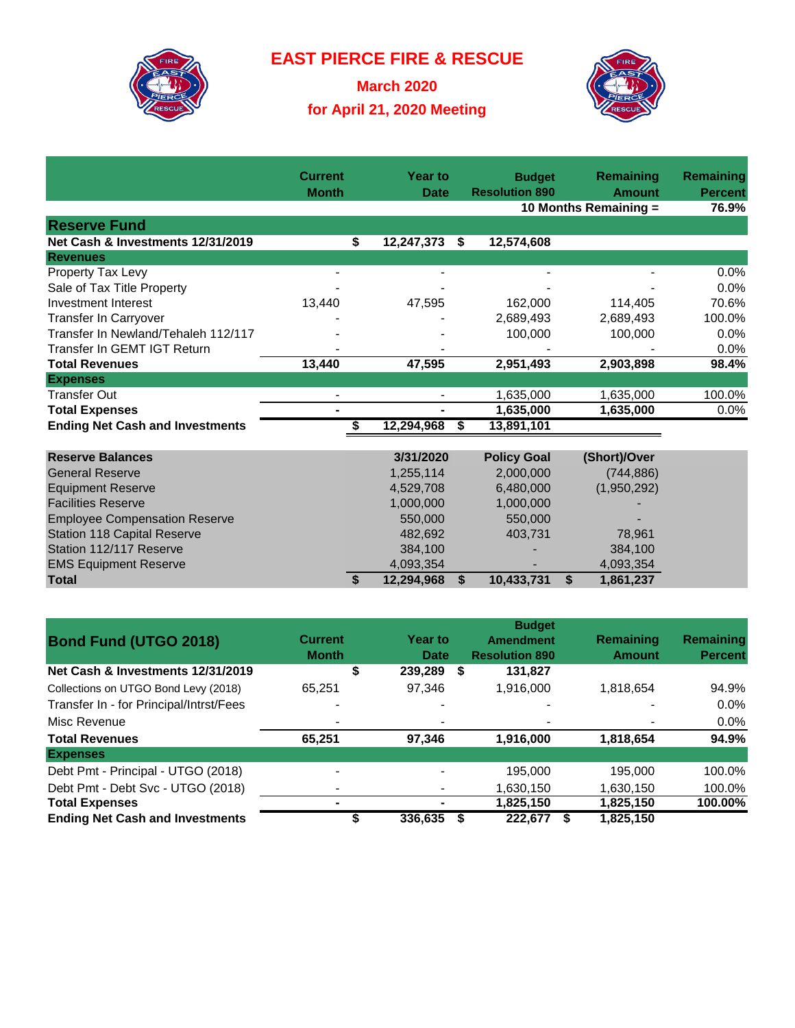# EAST PIERCE FIRE & RESCUE

## March 2020

## for April 21, 2020 Meeting

| | Current Month | Year to Date | Budget Resolution 890 | Remaining Amount | Remaining Percent |
|---|---|---|---|---|---|
| | | | | 10 Months Remaining = | 76.9% |
| **Reserve Fund** | | | | | |
| **Net Cash & Investments 12/31/2019** | | **$ 12,247,373** | **$ 12,574,608** | | |
| **Revenues** | | | | | |
| Property Tax Levy | - | - | - | - | 0.0% |
| Sale of Tax Title Property | - | - | - | - | 0.0% |
| Investment Interest | 13,440 | 47,595 | 162,000 | 114,405 | 70.6% |
| Transfer In Carryover | - | - | 2,689,493 | 2,689,493 | 100.0% |
| Transfer In Newland/Tehaleh 112/117 | - | - | 100,000 | 100,000 | 0.0% |
| Transfer In GEMT IGT Return | - | - | - | - | 0.0% |
| **Total Revenues** | **13,440** | **47,595** | **2,951,493** | **2,903,898** | **98.4%** |
| **Expenses** | | | | | |
| Transfer Out | - | - | 1,635,000 | 1,635,000 | 100.0% |
| **Total Expenses** | **-** | **-** | **1,635,000** | **1,635,000** | **0.0%** |
| **Ending Net Cash and Investments** | | **$ 12,294,968** | **$ 13,891,101** | | |

| Reserve Balances | 3/31/2020 | Policy Goal | (Short)/Over |
|---|---|---|---|
| General Reserve | 1,255,114 | 2,000,000 | (744,886) |
| Equipment Reserve | 4,529,708 | 6,480,000 | (1,950,292) |
| Facilities Reserve | 1,000,000 | 1,000,000 | - |
| Employee Compensation Reserve | 550,000 | 550,000 | - |
| Station 118 Capital Reserve | 482,692 | 403,731 | 78,961 |
| Station 112/117 Reserve | 384,100 | - | 384,100 |
| EMS Equipment Reserve | 4,093,354 | - | 4,093,354 |
| **Total** | **$ 12,294,968** | **$ 10,433,731** | **$ 1,861,237** |

| Bond Fund (UTGO 2018) | Current Month | Year to Date | Budget Amendment Resolution 890 | Remaining Amount | Remaining Percent |
|---|---|---|---|---|---|
| **Net Cash & Investments 12/31/2019** | | **$ 239,289** | **$ 131,827** | | |
| Collections on UTGO Bond Levy (2018) | 65,251 | 97,346 | 1,916,000 | 1,818,654 | 94.9% |
| Transfer In - for Principal/Intrst/Fees | - | - | - | - | 0.0% |
| Misc Revenue | - | - | - | - | 0.0% |
| **Total Revenues** | **65,251** | **97,346** | **1,916,000** | **1,818,654** | **94.9%** |
| **Expenses** | | | | | |
| Debt Pmt - Principal - UTGO (2018) | - | - | 195,000 | 195,000 | 100.0% |
| Debt Pmt - Debt Svc - UTGO (2018) | - | - | 1,630,150 | 1,630,150 | 100.0% |
| **Total Expenses** | **-** | **-** | **1,825,150** | **1,825,150** | **100.00%** |
| **Ending Net Cash and Investments** | | **$ 336,635** | **$ 222,677** | **$ 1,825,150** | |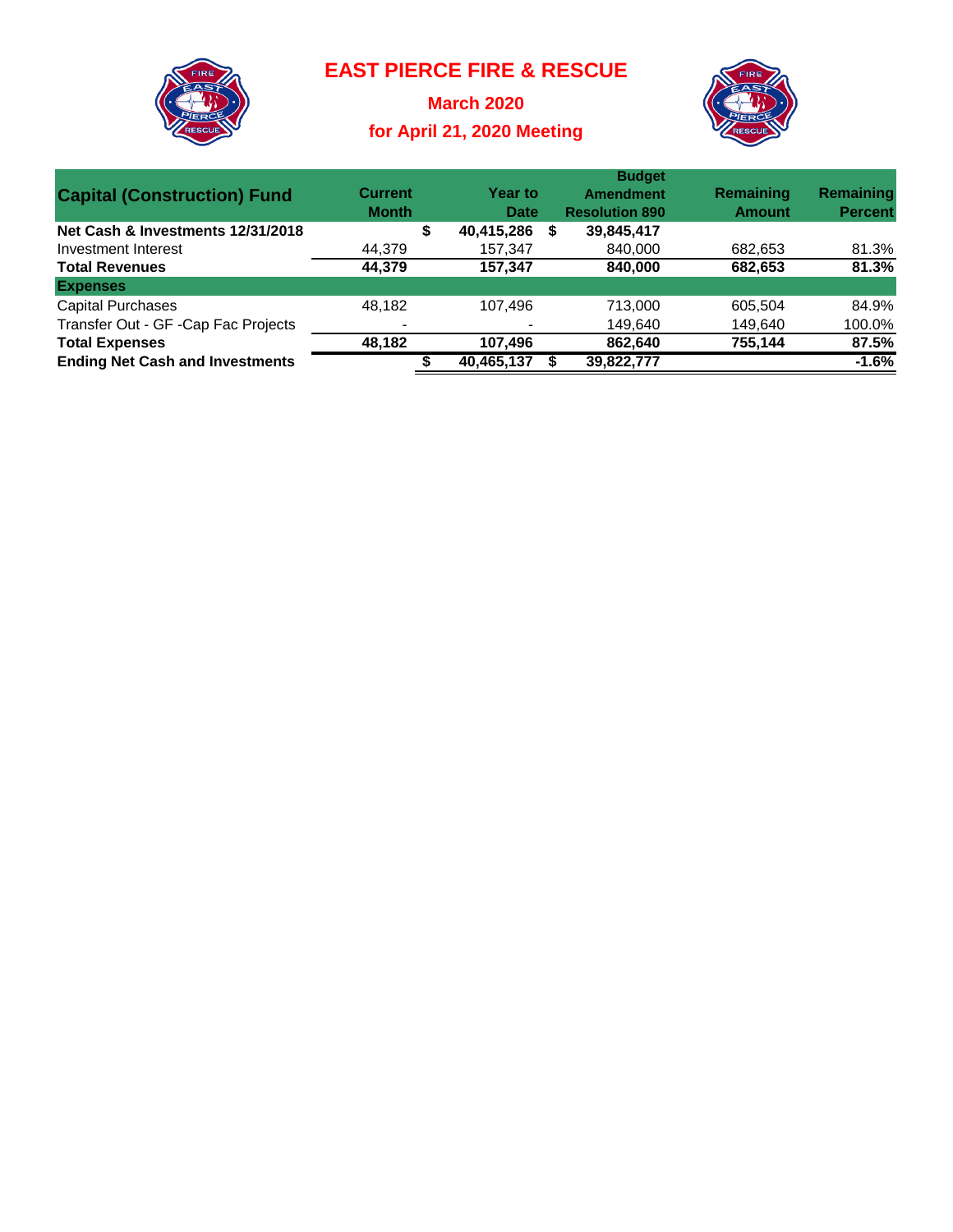# EAST PIERCE FIRE & RESCUE

**March 2020**

**for April 21, 2020 Meeting**

| Capital (Construction) Fund | Current Month | Year to Date | Budget Amendment Resolution 890 | Remaining Amount | Remaining Percent |
|---|---|---|---|---|---|
| **Net Cash & Investments 12/31/2018** | | **$ 40,415,286** | **$ 39,845,417** | | |
| Investment Interest | 44,379 | 157,347 | 840,000 | 682,653 | 81.3% |
| **Total Revenues** | **44,379** | **157,347** | **840,000** | **682,653** | **81.3%** |
| **Expenses** | | | | | |
| Capital Purchases | 48,182 | 107,496 | 713,000 | 605,504 | 84.9% |
| Transfer Out - GF -Cap Fac Projects | - | - | 149,640 | 149,640 | 100.0% |
| **Total Expenses** | **48,182** | **107,496** | **862,640** | **755,144** | **87.5%** |
| **Ending Net Cash and Investments** | | **$ 40,465,137** | **$ 39,822,777** | | **-1.6%** |